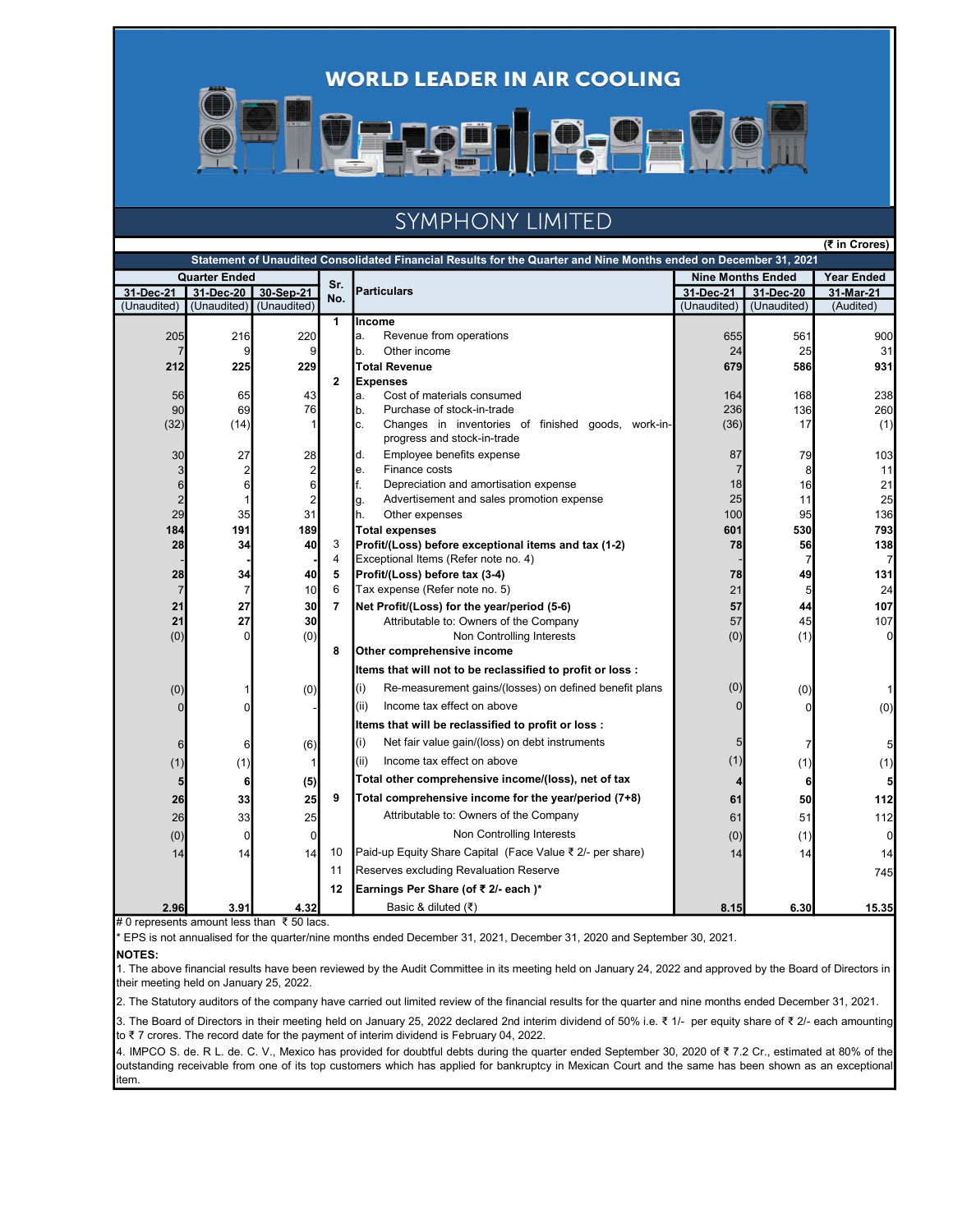# WORLD LEADER IN AIR COOLING

## SYMPHONY LIMITED

(₹ in Crores)

**Statement of Unaudited Consolidated Financial Results for the Quarter and Nine Months ended on December 31, 2021**

| Quarter Ended | | | Sr. No. | Particulars | Nine Months Ended | | Year Ended |
|---|---|---|---|---|---|---|---|
| 31-Dec-21 | 31-Dec-20 | 30-Sep-21 | | | 31-Dec-21 | 31-Dec-20 | 31-Mar-21 |
| (Unaudited) | (Unaudited) | (Unaudited) | | | (Unaudited) | (Unaudited) | (Audited) |
| | | | 1 | **Income** | | | |
| 205 | 216 | 220 | | a. Revenue from operations | 655 | 561 | 900 |
| 7 | 9 | 9 | | b. Other income | 24 | 25 | 31 |
| **212** | **225** | **229** | | **Total Revenue** | **679** | **586** | **931** |
| | | | 2 | **Expenses** | | | |
| 56 | 65 | 43 | | a. Cost of materials consumed | 164 | 168 | 238 |
| 90 | 69 | 76 | | b. Purchase of stock-in-trade | 236 | 136 | 260 |
| (32) | (14) | 1 | | c. Changes in inventories of finished goods, work-in-progress and stock-in-trade | (36) | 17 | (1) |
| 30 | 27 | 28 | | d. Employee benefits expense | 87 | 79 | 103 |
| 3 | 2 | 2 | | e. Finance costs | 7 | 8 | 11 |
| 6 | 6 | 6 | | f. Depreciation and amortisation expense | 18 | 16 | 21 |
| 2 | 1 | 2 | | g. Advertisement and sales promotion expense | 25 | 11 | 25 |
| 29 | 35 | 31 | | h. Other expenses | 100 | 95 | 136 |
| **184** | **191** | **189** | | **Total expenses** | **601** | **530** | **793** |
| **28** | **34** | **40** | 3 | **Profit/(Loss) before exceptional items and tax (1-2)** | **78** | **56** | **138** |
| - | - | - | 4 | Exceptional Items (Refer note no. 4) | - | 7 | 7 |
| **28** | **34** | **40** | 5 | **Profit/(Loss) before tax (3-4)** | **78** | **49** | **131** |
| 7 | 7 | 10 | 6 | Tax expense (Refer note no. 5) | 21 | 5 | 24 |
| **21** | **27** | **30** | 7 | **Net Profit/(Loss) for the year/period (5-6)** | **57** | **44** | **107** |
| 21 | 27 | 30 | | Attributable to: Owners of the Company | 57 | 45 | 107 |
| (0) | 0 | (0) | | Non Controlling Interests | (0) | (1) | 0 |
| | | | 8 | **Other comprehensive income** | | | |
| | | | | **Items that will not to be reclassified to profit or loss :** | | | |
| (0) | 1 | (0) | | (i) Re-measurement gains/(losses) on defined benefit plans | (0) | (0) | 1 |
| 0 | 0 | - | | (ii) Income tax effect on above | 0 | 0 | (0) |
| | | | | **Items that will be reclassified to profit or loss :** | | | |
| 6 | 6 | (6) | | (i) Net fair value gain/(loss) on debt instruments | 5 | 7 | 5 |
| (1) | (1) | 1 | | (ii) Income tax effect on above | (1) | (1) | (1) |
| **5** | **6** | **(5)** | | **Total other comprehensive income/(loss), net of tax** | **4** | **6** | **5** |
| **26** | **33** | **25** | 9 | **Total comprehensive income for the year/period (7+8)** | **61** | **50** | **112** |
| 26 | 33 | 25 | | Attributable to: Owners of the Company | 61 | 51 | 112 |
| (0) | 0 | 0 | | Non Controlling Interests | (0) | (1) | 0 |
| 14 | 14 | 14 | 10 | Paid-up Equity Share Capital (Face Value ₹ 2/- per share) | 14 | 14 | 14 |
| | | | 11 | Reserves excluding Revaluation Reserve | | | 745 |
| | | | 12 | **Earnings Per Share (of ₹ 2/- each )*** | | | |
| **2.96** | **3.91** | **4.32** | | Basic & diluted (₹) | **8.15** | **6.30** | **15.35** |

# 0 represents amount less than ₹ 50 lacs.

* EPS is not annualised for the quarter/nine months ended December 31, 2021, December 31, 2020 and September 30, 2021.

**NOTES:**

1. The above financial results have been reviewed by the Audit Committee in its meeting held on January 24, 2022 and approved by the Board of Directors in their meeting held on January 25, 2022.

2. The Statutory auditors of the company have carried out limited review of the financial results for the quarter and nine months ended December 31, 2021.

3. The Board of Directors in their meeting held on January 25, 2022 declared 2nd interim dividend of 50% i.e. ₹ 1/- per equity share of ₹ 2/- each amounting to ₹ 7 crores. The record date for the payment of interim dividend is February 04, 2022.

4. IMPCO S. de. R L. de. C. V., Mexico has provided for doubtful debts during the quarter ended September 30, 2020 of ₹ 7.2 Cr., estimated at 80% of the outstanding receivable from one of its top customers which has applied for bankruptcy in Mexican Court and the same has been shown as an exceptional item.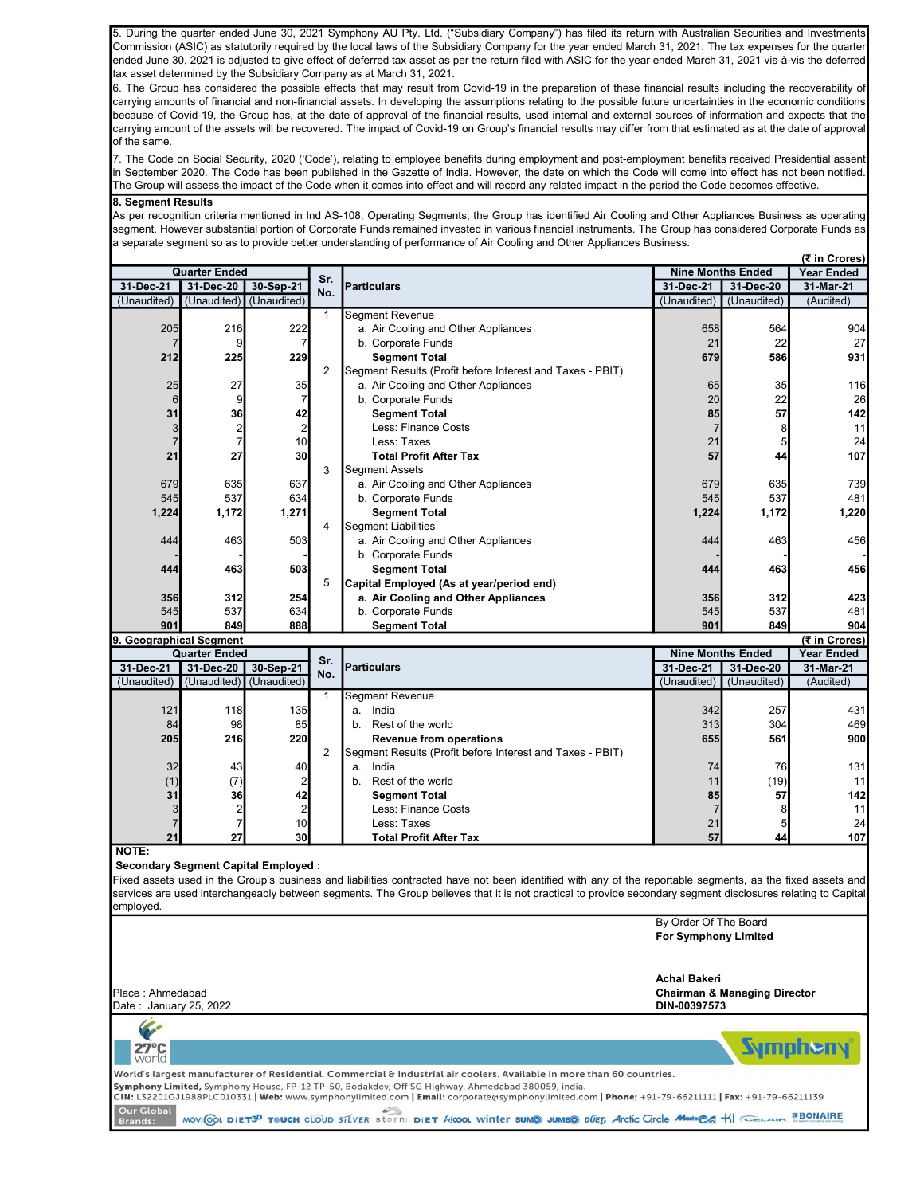5. During the quarter ended June 30, 2021 Symphony AU Pty. Ltd. ("Subsidiary Company") has filed its return with Australian Securities and Investments Commission (ASIC) as statutorily required by the local laws of the Subsidiary Company for the year ended March 31, 2021. The tax expenses for the quarter ended June 30, 2021 is adjusted to give effect of deferred tax asset as per the return filed with ASIC for the year ended March 31, 2021 vis-à-vis the deferred tax asset determined by the Subsidiary Company as at March 31, 2021.

6. The Group has considered the possible effects that may result from Covid-19 in the preparation of these financial results including the recoverability of carrying amounts of financial and non-financial assets. In developing the assumptions relating to the possible future uncertainties in the economic conditions because of Covid-19, the Group has, at the date of approval of the financial results, used internal and external sources of information and expects that the carrying amount of the assets will be recovered. The impact of Covid-19 on Group's financial results may differ from that estimated as at the date of approval of the same.

7. The Code on Social Security, 2020 ('Code'), relating to employee benefits during employment and post-employment benefits received Presidential assent in September 2020. The Code has been published in the Gazette of India. However, the date on which the Code will come into effect has not been notified. The Group will assess the impact of the Code when it comes into effect and will record any related impact in the period the Code becomes effective.

**8. Segment Results**

As per recognition criteria mentioned in Ind AS-108, Operating Segments, the Group has identified Air Cooling and Other Appliances Business as operating segment. However substantial portion of Corporate Funds remained invested in various financial instruments. The Group has considered Corporate Funds as a separate segment so as to provide better understanding of performance of Air Cooling and Other Appliances Business.

(₹ in Crores)

| Quarter Ended | | | Sr. No. | Particulars | Nine Months Ended | | Year Ended |
|---|---|---|---|---|---|---|---|
| 31-Dec-21 | 31-Dec-20 | 30-Sep-21 | | | 31-Dec-21 | 31-Dec-20 | 31-Mar-21 |
| (Unaudited) | (Unaudited) | (Unaudited) | | | (Unaudited) | (Unaudited) | (Audited) |
| | | | 1 | Segment Revenue | | | |
| 205 | 216 | 222 | | a. Air Cooling and Other Appliances | 658 | 564 | 904 |
| 7 | 9 | 7 | | b. Corporate Funds | 21 | 22 | 27 |
| **212** | **225** | **229** | | **Segment Total** | **679** | **586** | **931** |
| | | | 2 | Segment Results (Profit before Interest and Taxes - PBIT) | | | |
| 25 | 27 | 35 | | a. Air Cooling and Other Appliances | 65 | 35 | 116 |
| 6 | 9 | 7 | | b. Corporate Funds | 20 | 22 | 26 |
| **31** | **36** | **42** | | **Segment Total** | **85** | **57** | **142** |
| 3 | 2 | 2 | | Less: Finance Costs | 7 | 8 | 11 |
| 7 | 7 | 10 | | Less: Taxes | 21 | 5 | 24 |
| **21** | **27** | **30** | | **Total Profit After Tax** | **57** | **44** | **107** |
| | | | 3 | Segment Assets | | | |
| 679 | 635 | 637 | | a. Air Cooling and Other Appliances | 679 | 635 | 739 |
| 545 | 537 | 634 | | b. Corporate Funds | 545 | 537 | 481 |
| **1,224** | **1,172** | **1,271** | | **Segment Total** | **1,224** | **1,172** | **1,220** |
| | | | 4 | Segment Liabilities | | | |
| 444 | 463 | 503 | | a. Air Cooling and Other Appliances | 444 | 463 | 456 |
| - | - | - | | b. Corporate Funds | - | - | - |
| **444** | **463** | **503** | | **Segment Total** | **444** | **463** | **456** |
| | | | 5 | **Capital Employed (As at year/period end)** | | | |
| **356** | **312** | **254** | | **a. Air Cooling and Other Appliances** | **356** | **312** | **423** |
| 545 | 537 | 634 | | b. Corporate Funds | 545 | 537 | 481 |
| **901** | **849** | **888** | | **Segment Total** | **901** | **849** | **904** |

**9. Geographical Segment**

(₹ in Crores)

| Quarter Ended | | | Sr. No. | Particulars | Nine Months Ended | | Year Ended |
|---|---|---|---|---|---|---|---|
| 31-Dec-21 | 31-Dec-20 | 30-Sep-21 | | | 31-Dec-21 | 31-Dec-20 | 31-Mar-21 |
| (Unaudited) | (Unaudited) | (Unaudited) | | | (Unaudited) | (Unaudited) | (Audited) |
| | | | 1 | Segment Revenue | | | |
| 121 | 118 | 135 | | a. India | 342 | 257 | 431 |
| 84 | 98 | 85 | | b. Rest of the world | 313 | 304 | 469 |
| **205** | **216** | **220** | | **Revenue from operations** | **655** | **561** | **900** |
| | | | 2 | Segment Results (Profit before Interest and Taxes - PBIT) | | | |
| 32 | 43 | 40 | | a. India | 74 | 76 | 131 |
| (1) | (7) | 2 | | b. Rest of the world | 11 | (19) | 11 |
| **31** | **36** | **42** | | **Segment Total** | **85** | **57** | **142** |
| 3 | 2 | 2 | | Less: Finance Costs | 7 | 8 | 11 |
| 7 | 7 | 10 | | Less: Taxes | 21 | 5 | 24 |
| **21** | **27** | **30** | | **Total Profit After Tax** | **57** | **44** | **107** |

**NOTE:**

**Secondary Segment Capital Employed :**

Fixed assets used in the Group's business and liabilities contracted have not been identified with any of the reportable segments, as the fixed assets and services are used interchangeably between segments. The Group believes that it is not practical to provide secondary segment disclosures relating to Capital employed.

By Order Of The Board
**For Symphony Limited**

**Achal Bakeri**
**Chairman & Managing Director**
**DIN-00397573**

Place : Ahmedabad
Date : January 25, 2022

World's largest manufacturer of Residential, Commercial & Industrial air coolers. Available in more than 60 countries.

**Symphony Limited,** Symphony House, FP-12 TP-50, Bodakdev, Off SG Highway, Ahmedabad 380059, India.
**CIN:** L32201GJ1988PLC010331 | **Web:** www.symphonylimited.com | **Email:** corporate@symphonylimited.com | **Phone:** +91-79-66211111 | **Fax:** +91-79-66211139

Our Global Brands: MOVICOOL DIET3D TOUCH CLOUD SILVER storm DIET HiCOOL winter SUMO JUMBO DUET Arctic Circle MasterCool Ki GELAIR BONAIRE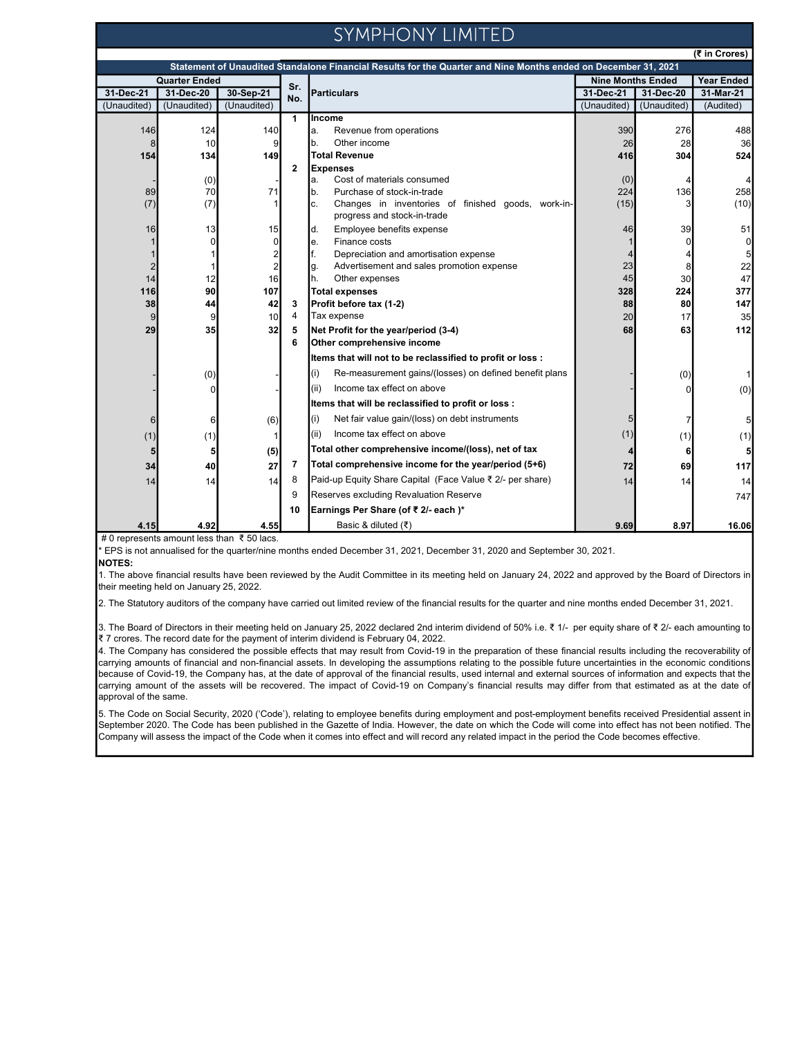# SYMPHONY LIMITED

(₹ in Crores)

**Statement of Unaudited Standalone Financial Results for the Quarter and Nine Months ended on December 31, 2021**

| Quarter Ended | | | Sr. No. | Particulars | Nine Months Ended | | Year Ended |
|---|---|---|---|---|---|---|---|
| 31-Dec-21 | 31-Dec-20 | 30-Sep-21 | | | 31-Dec-21 | 31-Dec-20 | 31-Mar-21 |
| (Unaudited) | (Unaudited) | (Unaudited) | | | (Unaudited) | (Unaudited) | (Audited) |
| | | | **1** | **Income** | | | |
| 146 | 124 | 140 | | a. Revenue from operations | 390 | 276 | 488 |
| 8 | 10 | 9 | | b. Other income | 26 | 28 | 36 |
| **154** | **134** | **149** | | **Total Revenue** | **416** | **304** | **524** |
| | | | **2** | **Expenses** | | | |
| - | (0) | - | | a. Cost of materials consumed | (0) | 4 | 4 |
| 89 | 70 | 71 | | b. Purchase of stock-in-trade | 224 | 136 | 258 |
| (7) | (7) | 1 | | c. Changes in inventories of finished goods, work-in-progress and stock-in-trade | (15) | 3 | (10) |
| 16 | 13 | 15 | | d. Employee benefits expense | 46 | 39 | 51 |
| 1 | 0 | 0 | | e. Finance costs | 1 | 0 | 0 |
| 1 | 1 | 2 | | f. Depreciation and amortisation expense | 4 | 4 | 5 |
| 2 | 1 | 2 | | g. Advertisement and sales promotion expense | 23 | 8 | 22 |
| 14 | 12 | 16 | | h. Other expenses | 45 | 30 | 47 |
| **116** | **90** | **107** | | **Total expenses** | **328** | **224** | **377** |
| **38** | **44** | **42** | **3** | **Profit before tax (1-2)** | **88** | **80** | **147** |
| 9 | 9 | 10 | 4 | Tax expense | 20 | 17 | 35 |
| **29** | **35** | **32** | **5** | **Net Profit for the year/period (3-4)** | **68** | **63** | **112** |
| | | | **6** | **Other comprehensive income** | | | |
| | | | | **Items that will not to be reclassified to profit or loss :** | | | |
| - | (0) | - | | (i) Re-measurement gains/(losses) on defined benefit plans | - | (0) | 1 |
| - | 0 | - | | (ii) Income tax effect on above | - | 0 | (0) |
| | | | | **Items that will be reclassified to profit or loss :** | | | |
| 6 | 6 | (6) | | (i) Net fair value gain/(loss) on debt instruments | 5 | 7 | 5 |
| (1) | (1) | 1 | | (ii) Income tax effect on above | (1) | (1) | (1) |
| **5** | **5** | **(5)** | | **Total other comprehensive income/(loss), net of tax** | **4** | **6** | **5** |
| **34** | **40** | **27** | **7** | **Total comprehensive income for the year/period (5+6)** | **72** | **69** | **117** |
| 14 | 14 | 14 | 8 | Paid-up Equity Share Capital (Face Value ₹ 2/- per share) | 14 | 14 | 14 |
| | | | 9 | Reserves excluding Revaluation Reserve | | | 747 |
| | | | **10** | **Earnings Per Share (of ₹ 2/- each )*** | | | |
| **4.15** | **4.92** | **4.55** | | Basic & diluted (₹) | **9.69** | **8.97** | **16.06** |

# 0 represents amount less than ₹ 50 lacs.

* EPS is not annualised for the quarter/nine months ended December 31, 2021, December 31, 2020 and September 30, 2021.

**NOTES:**

1. The above financial results have been reviewed by the Audit Committee in its meeting held on January 24, 2022 and approved by the Board of Directors in their meeting held on January 25, 2022.

2. The Statutory auditors of the company have carried out limited review of the financial results for the quarter and nine months ended December 31, 2021.

3. The Board of Directors in their meeting held on January 25, 2022 declared 2nd interim dividend of 50% i.e. ₹ 1/- per equity share of ₹ 2/- each amounting to ₹ 7 crores. The record date for the payment of interim dividend is February 04, 2022.

4. The Company has considered the possible effects that may result from Covid-19 in the preparation of these financial results including the recoverability of carrying amounts of financial and non-financial assets. In developing the assumptions relating to the possible future uncertainties in the economic conditions because of Covid-19, the Company has, at the date of approval of the financial results, used internal and external sources of information and expects that the carrying amount of the assets will be recovered. The impact of Covid-19 on Company's financial results may differ from that estimated as at the date of approval of the same.

5. The Code on Social Security, 2020 ('Code'), relating to employee benefits during employment and post-employment benefits received Presidential assent in September 2020. The Code has been published in the Gazette of India. However, the date on which the Code will come into effect has not been notified. The Company will assess the impact of the Code when it comes into effect and will record any related impact in the period the Code becomes effective.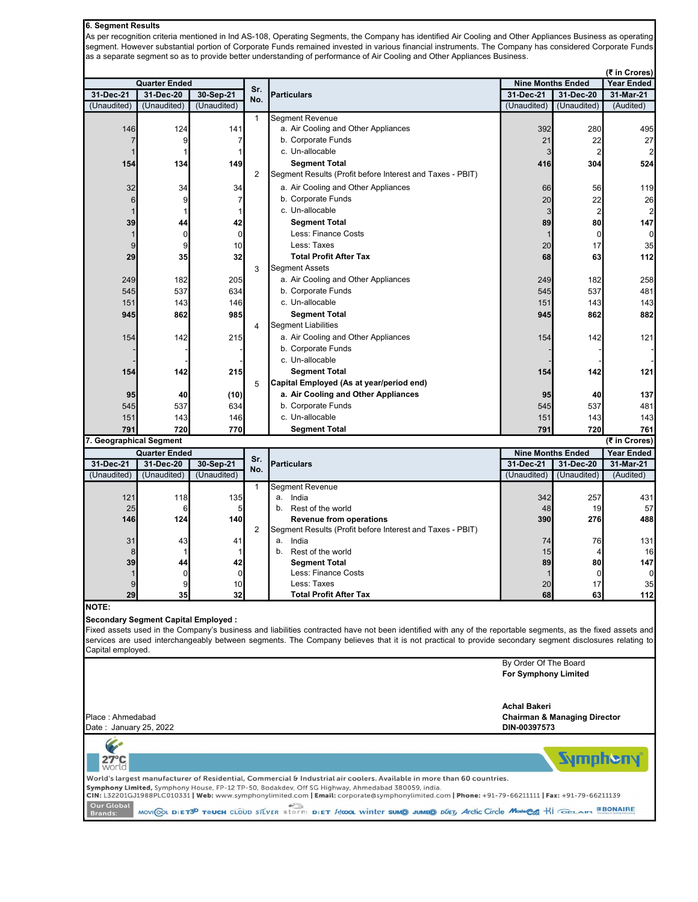## 6. Segment Results

As per recognition criteria mentioned in Ind AS-108, Operating Segments, the Company has identified Air Cooling and Other Appliances Business as operating segment. However substantial portion of Corporate Funds remained invested in various financial instruments. The Company has considered Corporate Funds as a separate segment so as to provide better understanding of performance of Air Cooling and Other Appliances Business.

(₹ in Crores)

| Quarter Ended | | | Sr. No. | Particulars | Nine Months Ended | | Year Ended |
|---|---|---|---|---|---|---|---|
| 31-Dec-21 | 31-Dec-20 | 30-Sep-21 | | | 31-Dec-21 | 31-Dec-20 | 31-Mar-21 |
| (Unaudited) | (Unaudited) | (Unaudited) | | | (Unaudited) | (Unaudited) | (Audited) |
| | | | 1 | Segment Revenue | | | |
| 146 | 124 | 141 | | a. Air Cooling and Other Appliances | 392 | 280 | 495 |
| 7 | 9 | 7 | | b. Corporate Funds | 21 | 22 | 27 |
| 1 | 1 | 1 | | c. Un-allocable | 3 | 2 | 2 |
| **154** | **134** | **149** | | **Segment Total** | **416** | **304** | **524** |
| | | | 2 | Segment Results (Profit before Interest and Taxes - PBIT) | | | |
| 32 | 34 | 34 | | a. Air Cooling and Other Appliances | 66 | 56 | 119 |
| 6 | 9 | 7 | | b. Corporate Funds | 20 | 22 | 26 |
| 1 | 1 | 1 | | c. Un-allocable | 3 | 2 | 2 |
| **39** | **44** | **42** | | **Segment Total** | **89** | **80** | **147** |
| 1 | 0 | 0 | | Less: Finance Costs | 1 | 0 | 0 |
| 9 | 9 | 10 | | Less: Taxes | 20 | 17 | 35 |
| **29** | **35** | **32** | | **Total Profit After Tax** | **68** | **63** | **112** |
| | | | 3 | Segment Assets | | | |
| 249 | 182 | 205 | | a. Air Cooling and Other Appliances | 249 | 182 | 258 |
| 545 | 537 | 634 | | b. Corporate Funds | 545 | 537 | 481 |
| 151 | 143 | 146 | | c. Un-allocable | 151 | 143 | 143 |
| **945** | **862** | **985** | | **Segment Total** | **945** | **862** | **882** |
| | | | 4 | Segment Liabilities | | | |
| 154 | 142 | 215 | | a. Air Cooling and Other Appliances | 154 | 142 | 121 |
| - | - | - | | b. Corporate Funds | - | - | - |
| - | - | - | | c. Un-allocable | - | - | - |
| **154** | **142** | **215** | | **Segment Total** | **154** | **142** | **121** |
| | | | 5 | **Capital Employed (As at year/period end)** | | | |
| **95** | **40** | **(10)** | | **a. Air Cooling and Other Appliances** | **95** | **40** | **137** |
| 545 | 537 | 634 | | b. Corporate Funds | 545 | 537 | 481 |
| 151 | 143 | 146 | | c. Un-allocable | 151 | 143 | 143 |
| **791** | **720** | **770** | | **Segment Total** | **791** | **720** | **761** |

## 7. Geographical Segment

(₹ in Crores)

| Quarter Ended | | | Sr. No. | Particulars | Nine Months Ended | | Year Ended |
|---|---|---|---|---|---|---|---|
| 31-Dec-21 | 31-Dec-20 | 30-Sep-21 | | | 31-Dec-21 | 31-Dec-20 | 31-Mar-21 |
| (Unaudited) | (Unaudited) | (Unaudited) | | | (Unaudited) | (Unaudited) | (Audited) |
| | | | 1 | Segment Revenue | | | |
| 121 | 118 | 135 | | a. India | 342 | 257 | 431 |
| 25 | 6 | 5 | | b. Rest of the world | 48 | 19 | 57 |
| **146** | **124** | **140** | | **Revenue from operations** | **390** | **276** | **488** |
| | | | 2 | Segment Results (Profit before Interest and Taxes - PBIT) | | | |
| 31 | 43 | 41 | | a. India | 74 | 76 | 131 |
| 8 | 1 | 1 | | b. Rest of the world | 15 | 4 | 16 |
| **39** | **44** | **42** | | **Segment Total** | **89** | **80** | **147** |
| 1 | 0 | 0 | | Less: Finance Costs | 1 | 0 | 0 |
| 9 | 9 | 10 | | Less: Taxes | 20 | 17 | 35 |
| **29** | **35** | **32** | | **Total Profit After Tax** | **68** | **63** | **112** |

**NOTE:**

**Secondary Segment Capital Employed :**

Fixed assets used in the Company's business and liabilities contracted have not been identified with any of the reportable segments, as the fixed assets and services are used interchangeably between segments. The Company believes that it is not practical to provide secondary segment disclosures relating to Capital employed.

By Order Of The Board
**For Symphony Limited**

**Achal Bakeri**
**Chairman & Managing Director**
**DIN-00397573**

Place : Ahmedabad
Date : January 25, 2022

27°C world

Symphony

World's largest manufacturer of Residential, Commercial & Industrial air coolers. Available in more than 60 countries.

**Symphony Limited,** Symphony House, FP-12 TP-50, Bodakdev, Off SG Highway, Ahmedabad 380059, india.
**CIN:** L32201GJ1988PLC010331 | **Web:** www.symphonylimited.com | **Email:** corporate@symphonylimited.com | **Phone:** +91-79-66211111 | **Fax:** +91-79-66211139

Our Global Brands: MOVICOOL DIET3D TOUCH CLOUD SILVER storm DIET HiCOOL winter SUMO JUMBO DUET Arctic Circle MasterCool Ki GELAIR BONAIRE